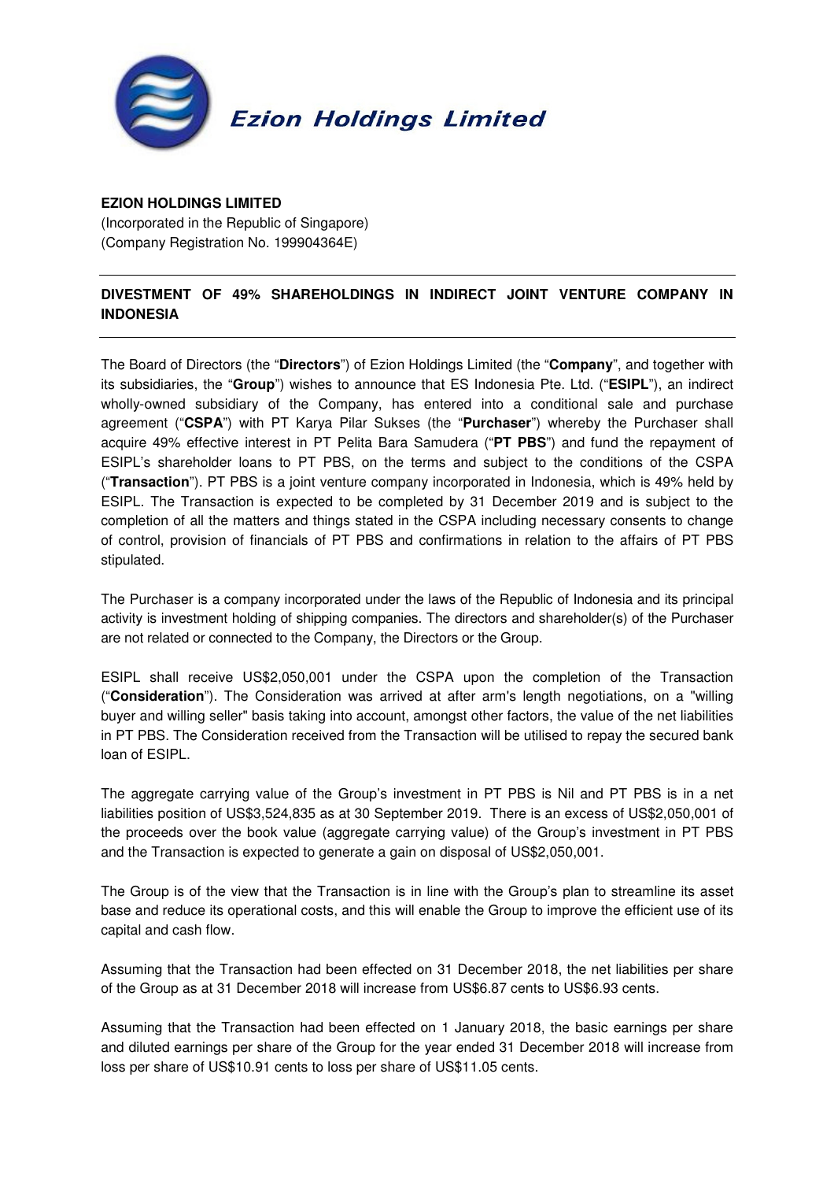Ezion Holdings Limited

**EZION HOLDINGS LIMITED**
(Incorporated in the Republic of Singapore)
(Company Registration No. 199904364E)

---

## DIVESTMENT OF 49% SHAREHOLDINGS IN INDIRECT JOINT VENTURE COMPANY IN INDONESIA

---

The Board of Directors (the "**Directors**") of Ezion Holdings Limited (the "**Company**", and together with its subsidiaries, the "**Group**") wishes to announce that ES Indonesia Pte. Ltd. ("**ESIPL**"), an indirect wholly-owned subsidiary of the Company, has entered into a conditional sale and purchase agreement ("**CSPA**") with PT Karya Pilar Sukses (the "**Purchaser**") whereby the Purchaser shall acquire 49% effective interest in PT Pelita Bara Samudera ("**PT PBS**") and fund the repayment of ESIPL's shareholder loans to PT PBS, on the terms and subject to the conditions of the CSPA ("**Transaction**"). PT PBS is a joint venture company incorporated in Indonesia, which is 49% held by ESIPL. The Transaction is expected to be completed by 31 December 2019 and is subject to the completion of all the matters and things stated in the CSPA including necessary consents to change of control, provision of financials of PT PBS and confirmations in relation to the affairs of PT PBS stipulated.

The Purchaser is a company incorporated under the laws of the Republic of Indonesia and its principal activity is investment holding of shipping companies. The directors and shareholder(s) of the Purchaser are not related or connected to the Company, the Directors or the Group.

ESIPL shall receive US$2,050,001 under the CSPA upon the completion of the Transaction ("**Consideration**"). The Consideration was arrived at after arm's length negotiations, on a "willing buyer and willing seller" basis taking into account, amongst other factors, the value of the net liabilities in PT PBS. The Consideration received from the Transaction will be utilised to repay the secured bank loan of ESIPL.

The aggregate carrying value of the Group's investment in PT PBS is Nil and PT PBS is in a net liabilities position of US$3,524,835 as at 30 September 2019. There is an excess of US$2,050,001 of the proceeds over the book value (aggregate carrying value) of the Group's investment in PT PBS and the Transaction is expected to generate a gain on disposal of US$2,050,001.

The Group is of the view that the Transaction is in line with the Group's plan to streamline its asset base and reduce its operational costs, and this will enable the Group to improve the efficient use of its capital and cash flow.

Assuming that the Transaction had been effected on 31 December 2018, the net liabilities per share of the Group as at 31 December 2018 will increase from US$6.87 cents to US$6.93 cents.

Assuming that the Transaction had been effected on 1 January 2018, the basic earnings per share and diluted earnings per share of the Group for the year ended 31 December 2018 will increase from loss per share of US$10.91 cents to loss per share of US$11.05 cents.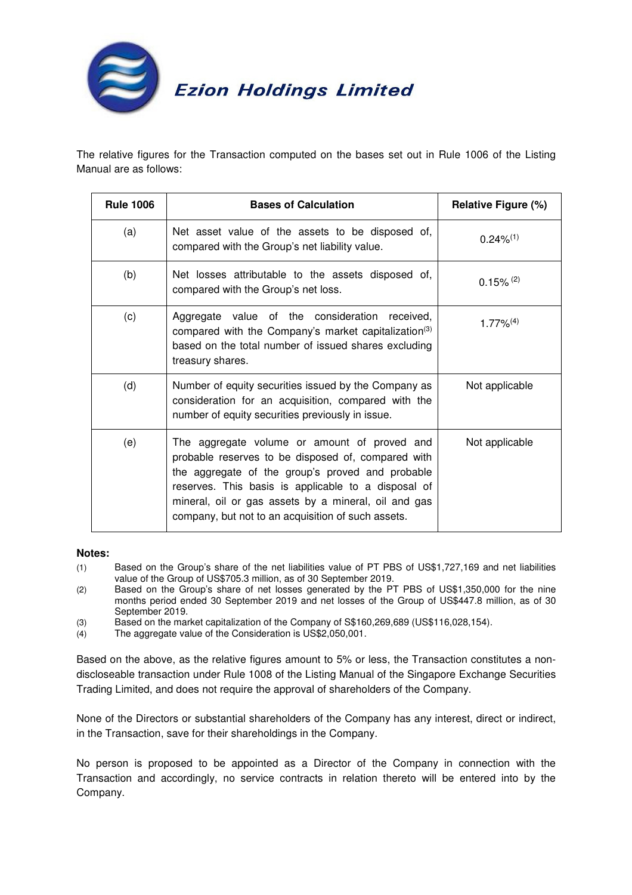The relative figures for the Transaction computed on the bases set out in Rule 1006 of the Listing Manual are as follows:

| Rule 1006 | Bases of Calculation | Relative Figure (%) |
|---|---|---|
| (a) | Net asset value of the assets to be disposed of, compared with the Group's net liability value. | 0.24%[1] |
| (b) | Net losses attributable to the assets disposed of, compared with the Group's net loss. | 0.15% [2] |
| (c) | Aggregate value of the consideration received, compared with the Company's market capitalization[3] based on the total number of issued shares excluding treasury shares. | 1.77%[4] |
| (d) | Number of equity securities issued by the Company as consideration for an acquisition, compared with the number of equity securities previously in issue. | Not applicable |
| (e) | The aggregate volume or amount of proved and probable reserves to be disposed of, compared with the aggregate of the group's proved and probable reserves. This basis is applicable to a disposal of mineral, oil or gas assets by a mineral, oil and gas company, but not to an acquisition of such assets. | Not applicable |

**Notes:**

(1) Based on the Group's share of the net liabilities value of PT PBS of US$1,727,169 and net liabilities value of the Group of US$705.3 million, as of 30 September 2019.

(2) Based on the Group's share of net losses generated by the PT PBS of US$1,350,000 for the nine months period ended 30 September 2019 and net losses of the Group of US$447.8 million, as of 30 September 2019.

(3) Based on the market capitalization of the Company of S$160,269,689 (US$116,028,154).

(4) The aggregate value of the Consideration is US$2,050,001.

Based on the above, as the relative figures amount to 5% or less, the Transaction constitutes a non-discloseable transaction under Rule 1008 of the Listing Manual of the Singapore Exchange Securities Trading Limited, and does not require the approval of shareholders of the Company.

None of the Directors or substantial shareholders of the Company has any interest, direct or indirect, in the Transaction, save for their shareholdings in the Company.

No person is proposed to be appointed as a Director of the Company in connection with the Transaction and accordingly, no service contracts in relation thereto will be entered into by the Company.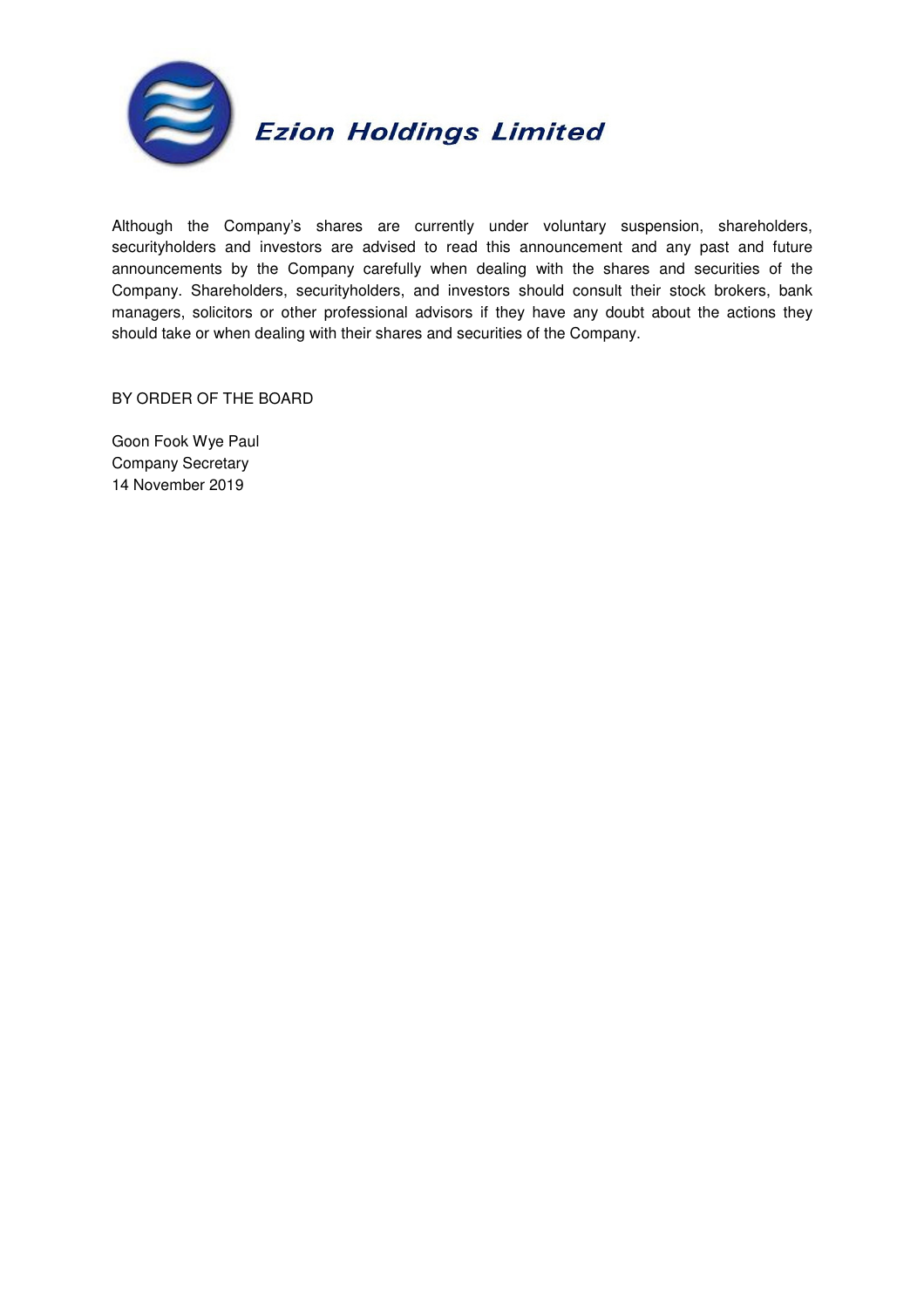**Ezion Holdings Limited**

Although the Company's shares are currently under voluntary suspension, shareholders, securityholders and investors are advised to read this announcement and any past and future announcements by the Company carefully when dealing with the shares and securities of the Company. Shareholders, securityholders, and investors should consult their stock brokers, bank managers, solicitors or other professional advisors if they have any doubt about the actions they should take or when dealing with their shares and securities of the Company.

BY ORDER OF THE BOARD

Goon Fook Wye Paul
Company Secretary
14 November 2019